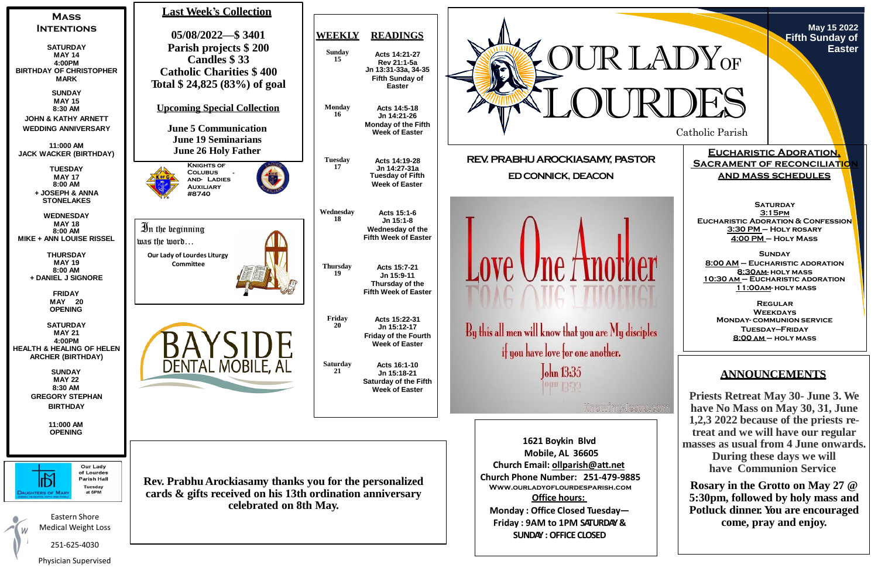# OUR LADY OF LOURDES

Catholic Parish

May 15 2022
Fifth Sunday of Easter

## REV. PRABHU AROCKIASAMY, PASTOR

## ED CONNICK, DEACON

## Mass Intentions

**SATURDAY**
MAY 14
4:00PM
BIRTHDAY OF CHRISTOPHER MARK

**SUNDAY**
MAY 15
8:30 AM
JOHN & KATHY ARNETT WEDDING ANNIVERSARY

11:000 AM
JACK WACKER (BIRTHDAY)

**TUESDAY**
MAY 17
8:00 AM
+ JOSEPH & ANNA STONELAKES

**WEDNESDAY**
MAY 18
8:00 AM
MIKE + ANN LOUISE RISSEL

**THURSDAY**
MAY 19
8:00 AM
+ DANIEL J SIGNORE

**FRIDAY**
MAY 20
OPENING

**SATURDAY**
MAY 21
4:00PM
HEALTH & HEALING OF HELEN ARCHER (BIRTHDAY)

**SUNDAY**
MAY 22
8:30 AM
GREGORY STEPHAN BIRTHDAY

11:00 AM
OPENING

## Last Week's Collection

**05/08/2022—$ 3401**
**Parish projects $ 200**
**Candles $ 33**
**Catholic Charities $ 400**
**Total $ 24,825 (83%) of goal**

### Upcoming Special Collection

**June 5 Communication**
**June 19 Seminarians**
**June 26 Holy Father**

Knights of Colubus and Ladies Auxiliary #8740

In the beginning was the word…

Our Lady of Lourdes Liturgy Committee

BAYSIDE DENTAL MOBILE, AL

Our Lady of Lourdes Parish Hall Tuesday at 6PM — Daughters of Mary

Eastern Shore Medical Weight Loss
251-625-4030
Physician Supervised

## WEEKLY READINGS

| WEEKLY | READINGS |
|---|---|
| Sunday 15 | Acts 14:21-27; Rev 21:1-5a; Jn 13:31-33a, 34-35; Fifth Sunday of Easter |
| Monday 16 | Acts 14:5-18; Jn 14:21-26; Monday of the Fifth Week of Easter |
| Tuesday 17 | Acts 14:19-28; Jn 14:27-31a; Tuesday of Fifth Week of Easter |
| Wednesday 18 | Acts 15:1-6; Jn 15:1-8; Wednesday of the Fifth Week of Easter |
| Thursday 19 | Acts 15:7-21; Jn 15:9-11; Thursday of the Fifth Week of Easter |
| Friday 20 | Acts 15:22-31; Jn 15:12-17; Friday of the Fourth Week of Easter |
| Saturday 21 | Acts 16:1-10; Jn 15:18-21; Saturday of the Fifth Week of Easter |

Love One Another
By this all men will know that you are My disciples if you have love for one another.
John 13:35

**Rev. Prabhu Arockiasamy thanks you for the personalized cards & gifts received on his 13th ordination anniversary celebrated on 8th May.**

**1621 Boykin Blvd**
**Mobile, AL 36605**
**Church Email: ollparish@att.net**
**Church Phone Number: 251-479-9885**
**Www.ourladyoflourdesparish.com**
**Office hours:**
**Monday : Office Closed Tuesday—Friday : 9AM to 1PM SATURDAY & SUNDAY : OFFICE CLOSED**

## Eucharistic Adoration, Sacrament of Reconciliation and Mass Schedules

**Saturday**
3:15pm
Eucharistic Adoration & Confession
3:30 PM – Holy Rosary
4:00 PM – Holy Mass

**Sunday**
8:00 AM – Eucharistic Adoration
8:30AM- Holy Mass
10:30 AM – Eucharistic Adoration
11:00AM- Holy Mass

**Regular Weekdays**
Monday- Communion Service
Tuesday–Friday
8:00 AM – Holy Mass

## ANNOUNCEMENTS

**Priests Retreat May 30- June 3. We have No Mass on May 30, 31, June 1,2,3 2022 because of the priests retreat and we will have our regular masses as usual from 4 June onwards. During these days we will have Communion Service**

**Rosary in the Grotto on May 27 @ 5:30pm, followed by holy mass and Potluck dinner. You are encouraged come, pray and enjoy.**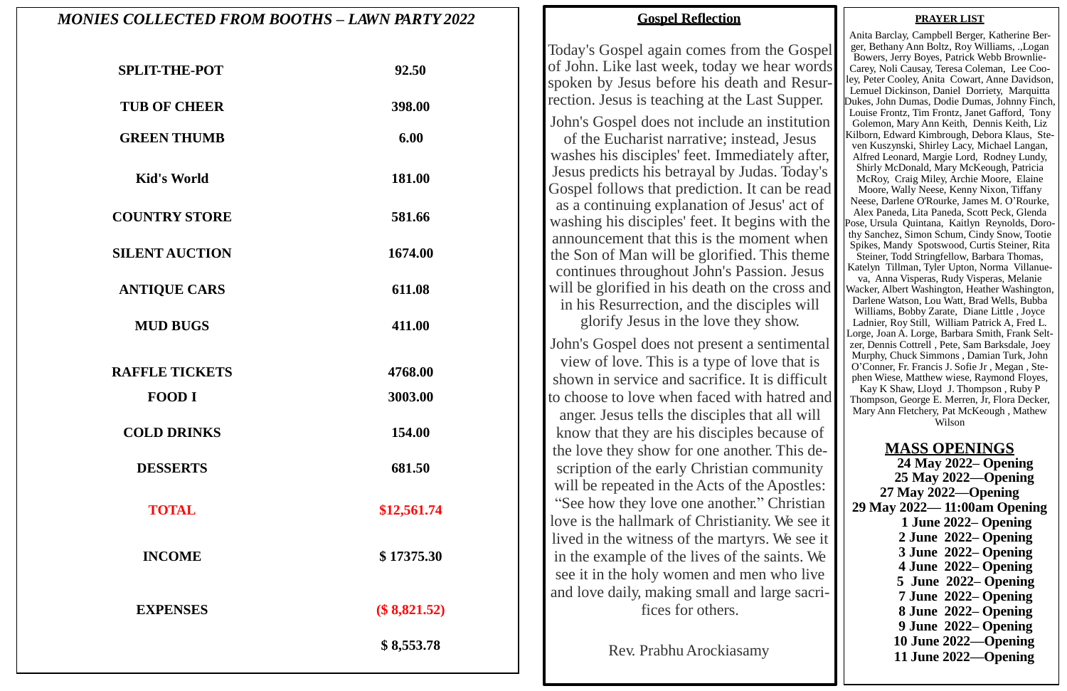## *MONIES COLLECTED FROM BOOTHS – LAWN PARTY 2022*

| | |
|---|---|
| **SPLIT-THE-POT** | **92.50** |
| **TUB OF CHEER** | **398.00** |
| **GREEN THUMB** | **6.00** |
| **Kid's World** | **181.00** |
| **COUNTRY STORE** | **581.66** |
| **SILENT AUCTION** | **1674.00** |
| **ANTIQUE CARS** | **611.08** |
| **MUD BUGS** | **411.00** |
| **RAFFLE TICKETS** | **4768.00** |
| **FOOD I** | **3003.00** |
| **COLD DRINKS** | **154.00** |
| **DESSERTS** | **681.50** |
| **TOTAL** | **$12,561.74** |
| **INCOME** | **$ 17375.30** |
| **EXPENSES** | **($ 8,821.52)** |
| | **$ 8,553.78** |

## Gospel Reflection

Today's Gospel again comes from the Gospel of John. Like last week, today we hear words spoken by Jesus before his death and Resurrection. Jesus is teaching at the Last Supper.

John's Gospel does not include an institution of the Eucharist narrative; instead, Jesus washes his disciples' feet. Immediately after, Jesus predicts his betrayal by Judas. Today's Gospel follows that prediction. It can be read as a continuing explanation of Jesus' act of washing his disciples' feet. It begins with the announcement that this is the moment when the Son of Man will be glorified. This theme continues throughout John's Passion. Jesus will be glorified in his death on the cross and in his Resurrection, and the disciples will glorify Jesus in the love they show.

John's Gospel does not present a sentimental view of love. This is a type of love that is shown in service and sacrifice. It is difficult to choose to love when faced with hatred and anger. Jesus tells the disciples that all will know that they are his disciples because of the love they show for one another. This description of the early Christian community will be repeated in the Acts of the Apostles: "See how they love one another." Christian love is the hallmark of Christianity. We see it lived in the witness of the martyrs. We see it in the example of the lives of the saints. We see it in the holy women and men who live and love daily, making small and large sacrifices for others.

Rev. Prabhu Arockiasamy

## PRAYER LIST

Anita Barclay, Campbell Berger, Katherine Berger, Bethany Ann Boltz, Roy Williams, .,Logan Bowers, Jerry Boyes, Patrick Webb Brownlie-Carey, Noli Causay, Teresa Coleman, Lee Cooley, Peter Cooley, Alicia Cowart, Anne Davidson, Lemuel Dickinson, Daniel Dorriety, Marquitta Dukes, John Dumas, Dodie Dumas, Johnny Finch, Louise Frontz, Tim Frontz, Janet Gafford, Tony Golemon, Mary Ann Keith, Dennis Keith, Liz Kilborn, Edward Kimbrough, Debora Klaus, Steven Kuszynski, Shirley Lacy, Michael Langan, Alfred Leonard, Margie Lord, Rodney Lundy, Shirly McDonald, Mary McKeough, Patricia McRoy, Craig Miley, Archie Moore, Elaine Moore, Wally Neese, Kenny Nixon, Tiffany Neese, Darlene O'Rourke, James M. O'Rourke, Alex Paneda, Lita Paneda, Scott Peck, Glenda Pose, Ursula Quintana, Kaitlyn Reynolds, Dorothy Sanchez, Simon Schum, Cindy Snow, Tootie Spikes, Mandy Spotswood, Curtis Steiner, Rita Steiner, Todd Stringfellow, Barbara Thomas, Katelyn Tillman, Tyler Upton, Norma Villanueva, Anna Visperas, Rudy Visperas, Melanie Wacker, Albert Washington, Heather Washington, Darlene Watson, Lou Watt, Brad Wells, Bubba Williams, Bobby Zarate, Diane Little , Joyce Ladnier, Roy Still, William Patrick A, Fred L. Lorge, Joan A. Lorge, Barbara Smith, Frank Seltzer, Dennis Cottrell , Pete, Sam Barksdale, Joey Murphy, Chuck Simmons , Damian Turk, John O'Conner, Fr. Francis J. Sofie Jr , Megan , Stephen Wiese, Matthew wiese, Raymond Floyes, Kay K Shaw, Lloyd J. Thompson , Ruby P Thompson, George E. Merren, Jr, Flora Decker, Mary Ann Fletchery, Pat McKeough , Mathew Wilson

## MASS OPENINGS

**24 May 2022– Opening**
**25 May 2022—Opening**
**27 May 2022—Opening**
**29 May 2022— 11:00am Opening**
**1 June 2022– Opening**
**2 June 2022– Opening**
**3 June 2022– Opening**
**4 June 2022– Opening**
**5 June 2022– Opening**
**7 June 2022– Opening**
**8 June 2022– Opening**
**9 June 2022– Opening**
**10 June 2022—Opening**
**11 June 2022—Opening**